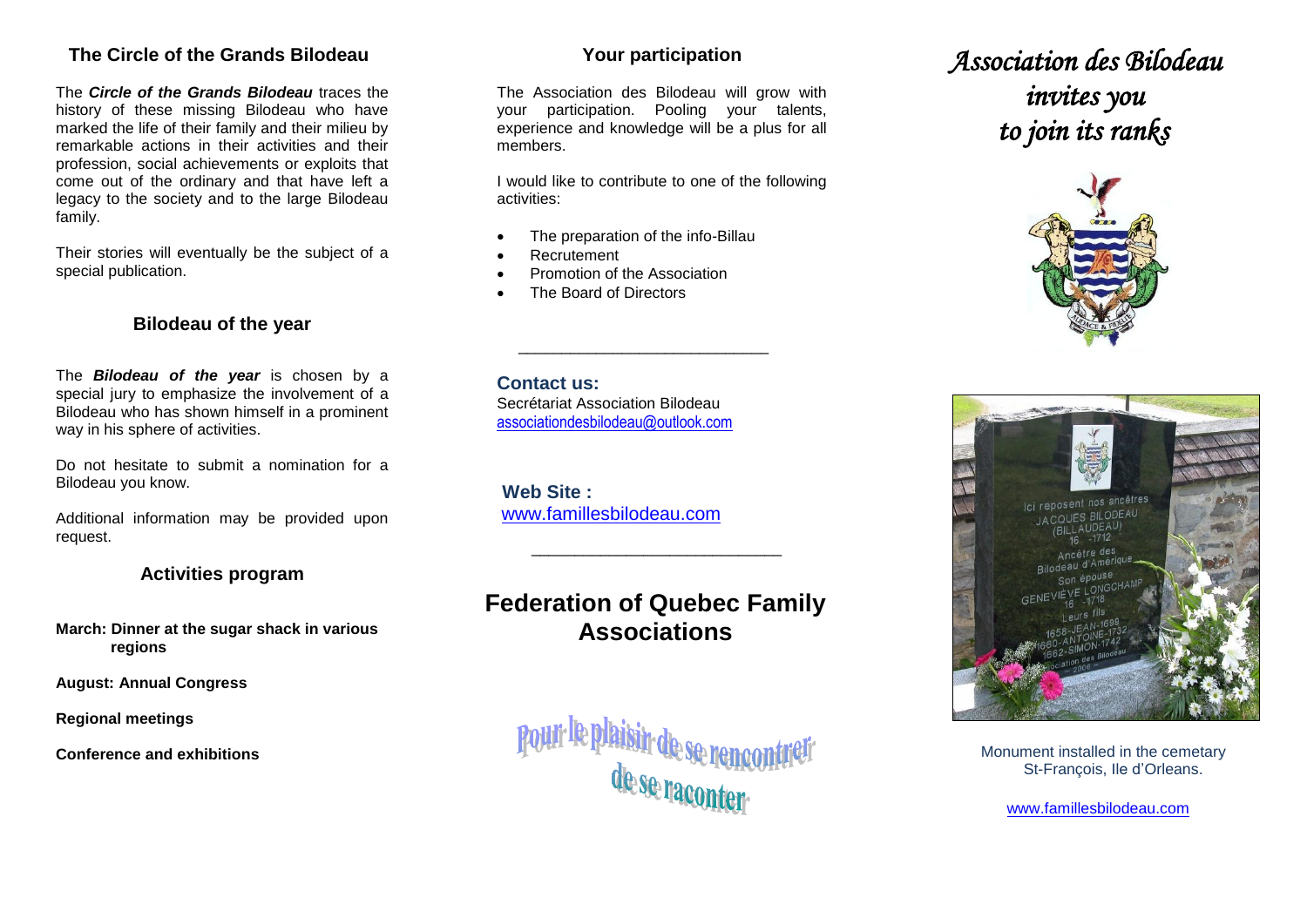## The Circle of the Grands Bilodeau

The ***Circle of the Grands Bilodeau*** traces the history of these missing Bilodeau who have marked the life of their family and their milieu by remarkable actions in their activities and their profession, social achievements or exploits that come out of the ordinary and that have left a legacy to the society and to the large Bilodeau family.

Their stories will eventually be the subject of a special publication.

## Bilodeau of the year

The ***Bilodeau of the year*** is chosen by a special jury to emphasize the involvement of a Bilodeau who has shown himself in a prominent way in his sphere of activities.

Do not hesitate to submit a nomination for a Bilodeau you know.

Additional information may be provided upon request.

## Activities program

**March: Dinner at the sugar shack in various regions**

**August: Annual Congress**

**Regional meetings**

**Conference and exhibitions**

## Your participation

The Association des Bilodeau will grow with your participation. Pooling your talents, experience and knowledge will be a plus for all members.

I would like to contribute to one of the following activities:

- The preparation of the info-Billau
- Recrutement
- Promotion of the Association
- The Board of Directors

---

**Contact us:**
Secrétariat Association Bilodeau
associationdesbilodeau@outlook.com

**Web Site :**
www.famillesbilodeau.com

---

# Federation of Quebec Family Associations

Pour le plaisir de se rencontrer de se raconter

# *Association des Bilodeau invites you to join its ranks*

Ici reposent nos ancêtres
JACQUES BILODEAU
(BILLAUDEAU)
16 -1712
Ancêtre des Bilodeau d'Amérique
Son épouse
GENEVIÈVE LONGCHAMP
16 -1718
Leurs fils
1658-JEAN-1699
1660-ANTOINE-1732
1662-SIMON-1742
Association des Bilodeau
2006

Monument installed in the cemetary St-François, Ile d'Orleans.

www.famillesbilodeau.com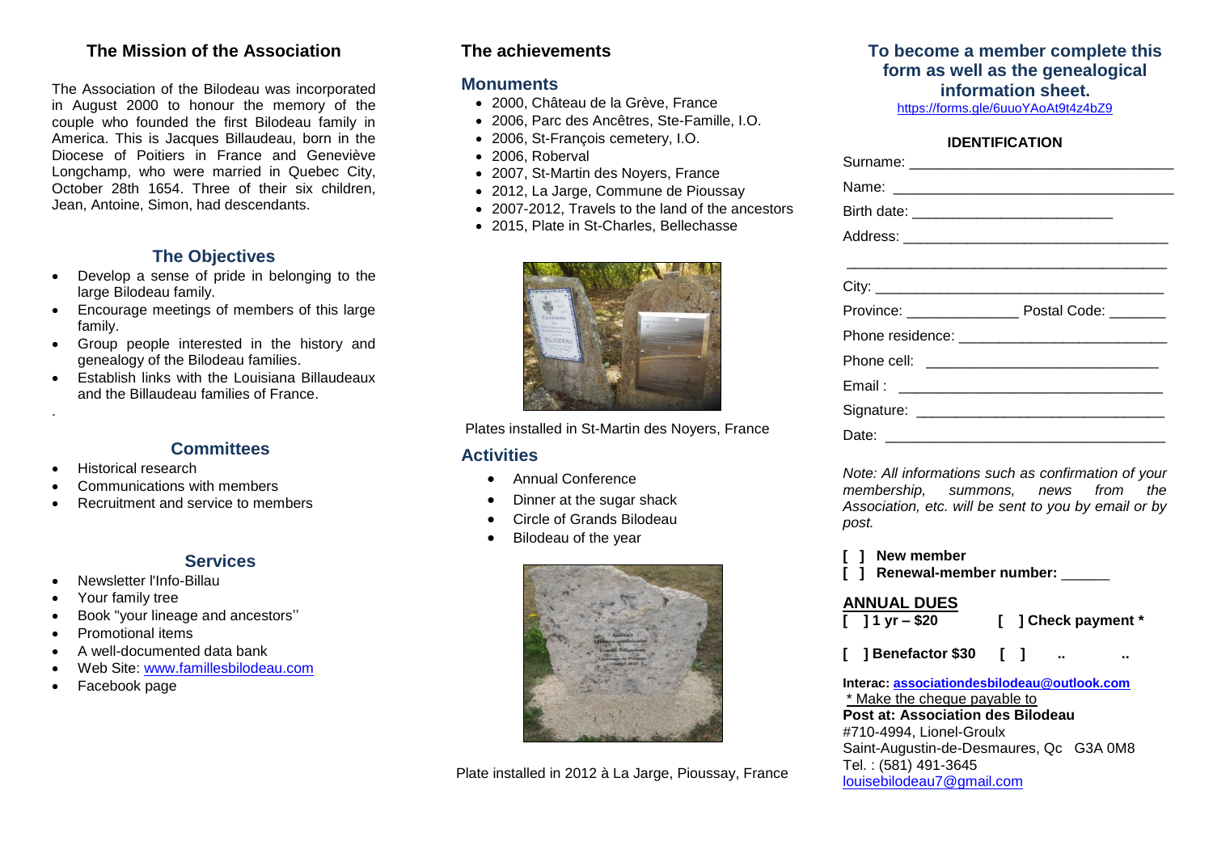## The Mission of the Association

The Association of the Bilodeau was incorporated in August 2000 to honour the memory of the couple who founded the first Bilodeau family in America. This is Jacques Billaudeau, born in the Diocese of Poitiers in France and Geneviève Longchamp, who were married in Quebec City, October 28th 1654. Three of their six children, Jean, Antoine, Simon, had descendants.

### The Objectives

- Develop a sense of pride in belonging to the large Bilodeau family.
- Encourage meetings of members of this large family.
- Group people interested in the history and genealogy of the Bilodeau families.
- Establish links with the Louisiana Billaudeaux and the Billaudeau families of France.

.

### Committees

- Historical research
- Communications with members
- Recruitment and service to members

### Services

- Newsletter l'Info-Billau
- Your family tree
- Book "your lineage and ancestors''
- Promotional items
- A well-documented data bank
- Web Site: www.famillesbilodeau.com
- Facebook page

## The achievements

### Monuments

- 2000, Château de la Grève, France
- 2006, Parc des Ancêtres, Ste-Famille, I.O.
- 2006, St-François cemetery, I.O.
- 2006, Roberval
- 2007, St-Martin des Noyers, France
- 2012, La Jarge, Commune de Pioussay
- 2007-2012, Travels to the land of the ancestors
- 2015, Plate in St-Charles, Bellechasse

Plates installed in St-Martin des Noyers, France

### Activities

- Annual Conference
- Dinner at the sugar shack
- Circle of Grands Bilodeau
- Bilodeau of the year

Plate installed in 2012 à La Jarge, Pioussay, France

## To become a member complete this form as well as the genealogical information sheet.

https://forms.gle/6uuoYAoAt9t4z4bZ9

**IDENTIFICATION**

Surname: ______________________________

Name: ______________________________

Birth date: ______________________

Address: ______________________________

______________________________________

City: ______________________________

Province: ______________ Postal Code: _______

Phone residence: ______________________

Phone cell: ___________________________

Email : ______________________________

Signature: ___________________________

Date: _______________________________

*Note: All informations such as confirmation of your membership, summons, news from the Association, etc. will be sent to you by email or by post.*

**[ ] New member**

**[ ] Renewal-member number:** ______

**ANNUAL DUES**

**[ ] 1 yr – $20** **[ ] Check payment ***

**[ ] Benefactor $30** **[ ] .. ..**

**Interac: associationdesbilodeau@outlook.com**

* Make the cheque payable to

**Post at: Association des Bilodeau**

#710-4994, Lionel-Groulx

Saint-Augustin-de-Desmaures, Qc G3A 0M8

Tel. : (581) 491-3645

louisebilodeau7@gmail.com